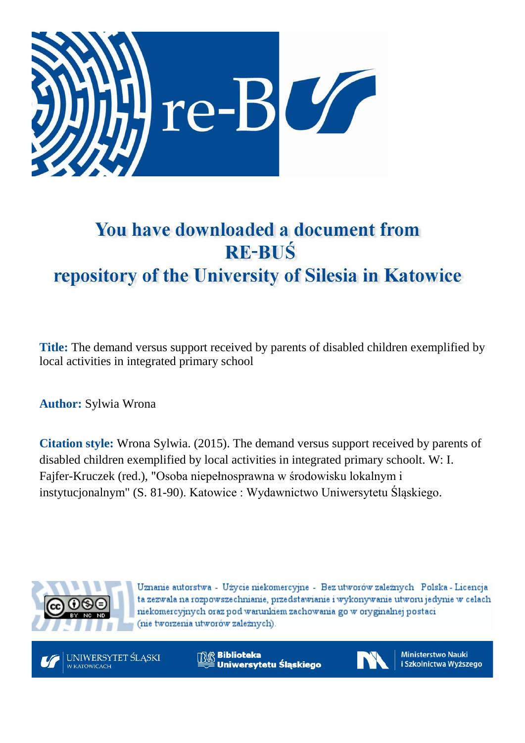# You have downloaded a document from RE-BUŚ repository of the University of Silesia in Katowice

**Title:** The demand versus support received by parents of disabled children exemplified by local activities in integrated primary school

**Author:** Sylwia Wrona

**Citation style:** Wrona Sylwia. (2015). The demand versus support received by parents of disabled children exemplified by local activities in integrated primary schoolt. W: I. Fajfer-Kruczek (red.), "Osoba niepełnosprawna w środowisku lokalnym i instytucjonalnym" (S. 81-90). Katowice : Wydawnictwo Uniwersytetu Śląskiego.

Uznanie autorstwa - Użycie niekomercyjne - Bez utworów zależnych Polska - Licencja ta zezwala na rozpowszechnianie, przedstawianie i wykonywanie utworu jedynie w celach niekomercyjnych oraz pod warunkiem zachowania go w oryginalnej postaci (nie tworzenia utworów zależnych).

UNIWERSYTET ŚLĄSKI W KATOWICACH

Biblioteka Uniwersytetu Śląskiego

Ministerstwo Nauki i Szkolnictwa Wyższego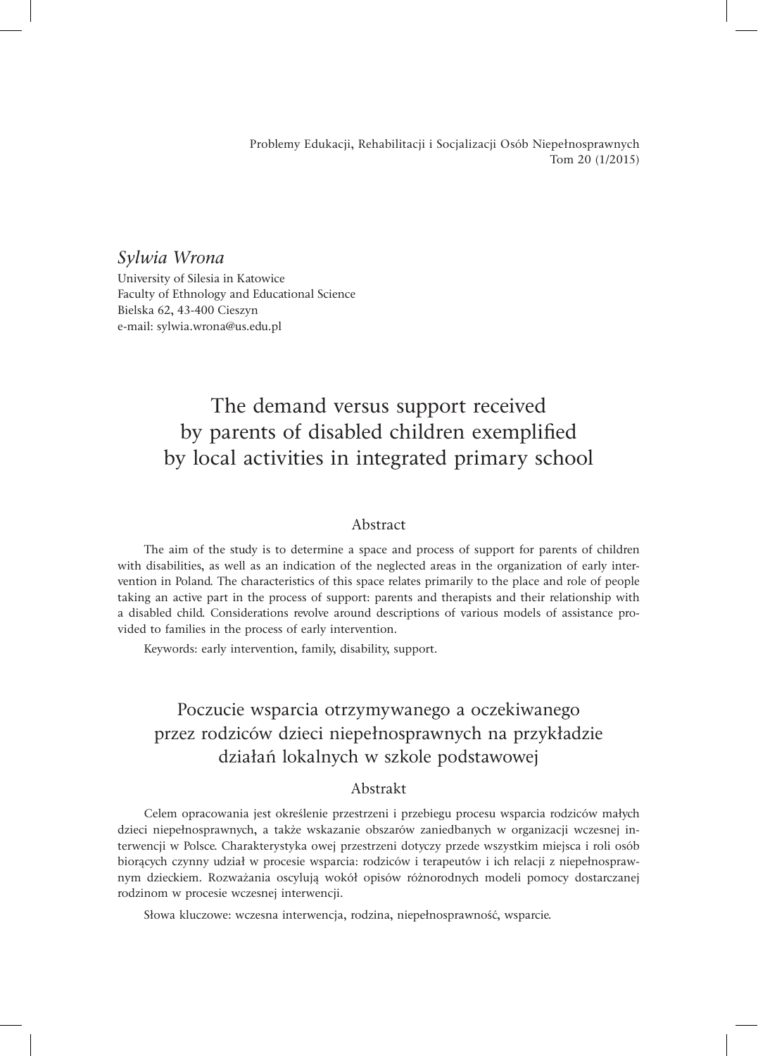Sylwia Wrona
University of Silesia in Katowice
Faculty of Ethnology and Educational Science
Bielska 62, 43-400 Cieszyn
e-mail: sylwia.wrona@us.edu.pl

# The demand versus support received by parents of disabled children exemplified by local activities in integrated primary school

## Abstract

The aim of the study is to determine a space and process of support for parents of children with disabilities, as well as an indication of the neglected areas in the organization of early intervention in Poland. The characteristics of this space relates primarily to the place and role of people taking an active part in the process of support: parents and therapists and their relationship with a disabled child. Considerations revolve around descriptions of various models of assistance provided to families in the process of early intervention.

Keywords: early intervention, family, disability, support.

# Poczucie wsparcia otrzymywanego a oczekiwanego przez rodziców dzieci niepełnosprawnych na przykładzie działań lokalnych w szkole podstawowej

## Abstrakt

Celem opracowania jest określenie przestrzeni i przebiegu procesu wsparcia rodziców małych dzieci niepełnosprawnych, a także wskazanie obszarów zaniedbanych w organizacji wczesnej interwencji w Polsce. Charakterystyka owej przestrzeni dotyczy przede wszystkim miejsca i roli osób biorących czynny udział w procesie wsparcia: rodziców i terapeutów i ich relacji z niepełnosprawnym dzieckiem. Rozważania oscylują wokół opisów różnorodnych modeli pomocy dostarczanej rodzinom w procesie wczesnej interwencji.

Słowa kluczowe: wczesna interwencja, rodzina, niepełnosprawność, wsparcie.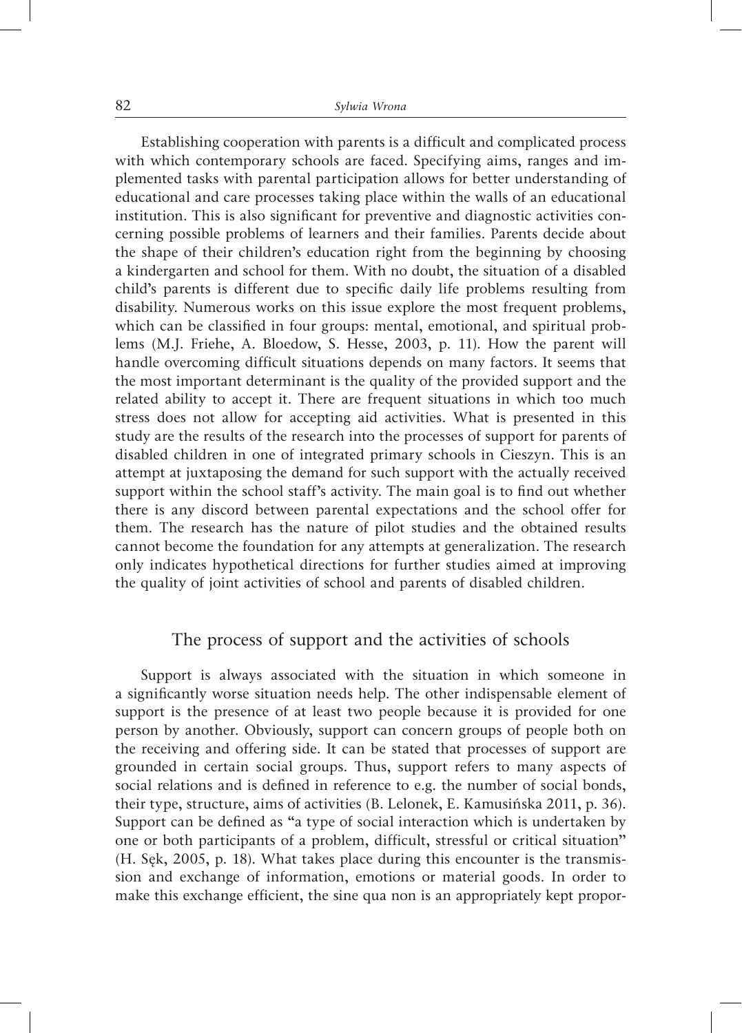Establishing cooperation with parents is a difficult and complicated process with which contemporary schools are faced. Specifying aims, ranges and implemented tasks with parental participation allows for better understanding of educational and care processes taking place within the walls of an educational institution. This is also significant for preventive and diagnostic activities concerning possible problems of learners and their families. Parents decide about the shape of their children's education right from the beginning by choosing a kindergarten and school for them. With no doubt, the situation of a disabled child's parents is different due to specific daily life problems resulting from disability. Numerous works on this issue explore the most frequent problems, which can be classified in four groups: mental, emotional, and spiritual problems (M.J. Friehe, A. Bloedow, S. Hesse, 2003, p. 11). How the parent will handle overcoming difficult situations depends on many factors. It seems that the most important determinant is the quality of the provided support and the related ability to accept it. There are frequent situations in which too much stress does not allow for accepting aid activities. What is presented in this study are the results of the research into the processes of support for parents of disabled children in one of integrated primary schools in Cieszyn. This is an attempt at juxtaposing the demand for such support with the actually received support within the school staff's activity. The main goal is to find out whether there is any discord between parental expectations and the school offer for them. The research has the nature of pilot studies and the obtained results cannot become the foundation for any attempts at generalization. The research only indicates hypothetical directions for further studies aimed at improving the quality of joint activities of school and parents of disabled children.

## The process of support and the activities of schools

Support is always associated with the situation in which someone in a significantly worse situation needs help. The other indispensable element of support is the presence of at least two people because it is provided for one person by another. Obviously, support can concern groups of people both on the receiving and offering side. It can be stated that processes of support are grounded in certain social groups. Thus, support refers to many aspects of social relations and is defined in reference to e.g. the number of social bonds, their type, structure, aims of activities (B. Lelonek, E. Kamusińska 2011, p. 36). Support can be defined as "a type of social interaction which is undertaken by one or both participants of a problem, difficult, stressful or critical situation" (H. Sęk, 2005, p. 18). What takes place during this encounter is the transmission and exchange of information, emotions or material goods. In order to make this exchange efficient, the sine qua non is an appropriately kept propor-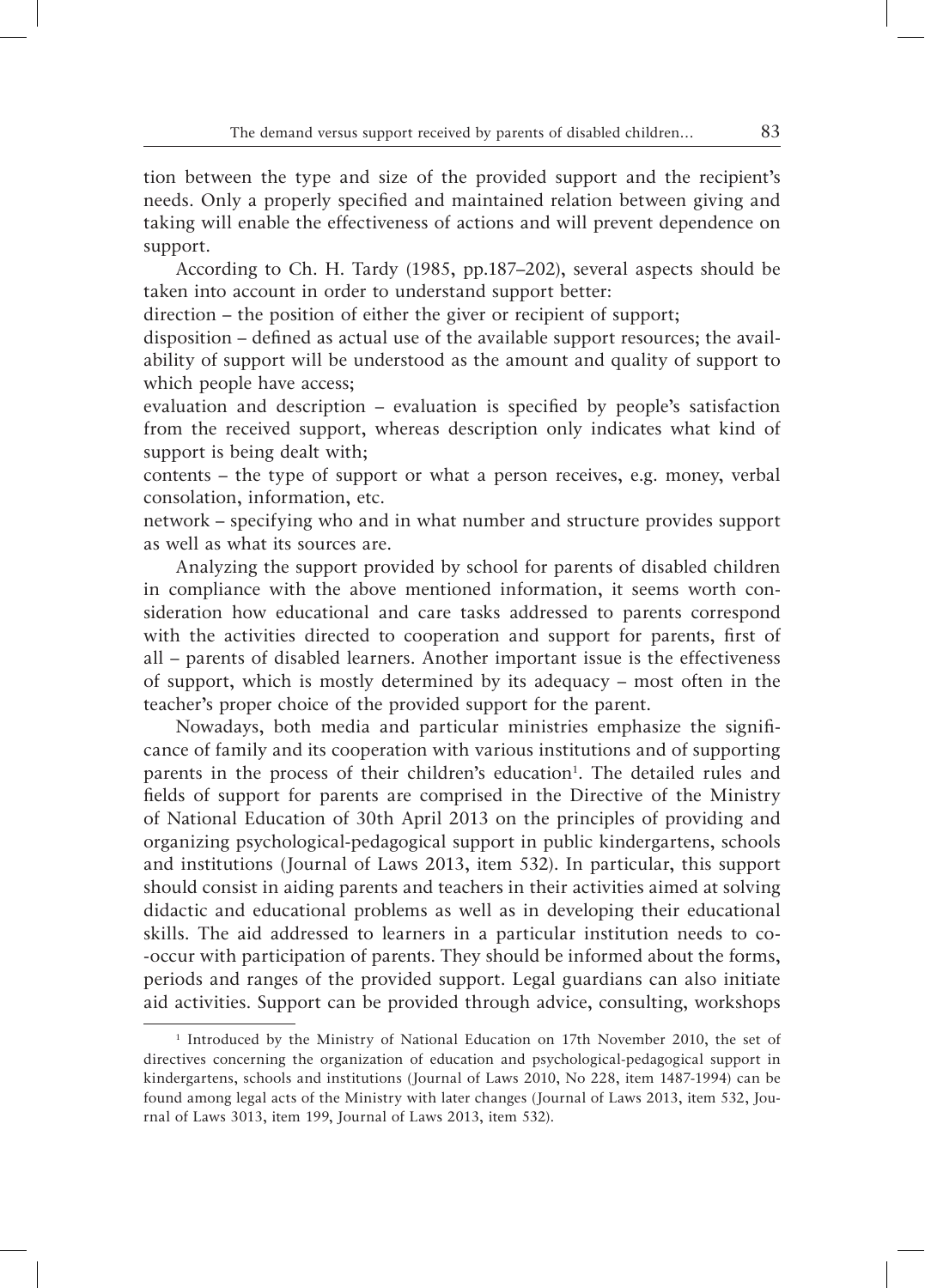tion between the type and size of the provided support and the recipient's needs. Only a properly specified and maintained relation between giving and taking will enable the effectiveness of actions and will prevent dependence on support.

According to Ch. H. Tardy (1985, pp.187–202), several aspects should be taken into account in order to understand support better:

direction – the position of either the giver or recipient of support;

disposition – defined as actual use of the available support resources; the availability of support will be understood as the amount and quality of support to which people have access;

evaluation and description – evaluation is specified by people's satisfaction from the received support, whereas description only indicates what kind of support is being dealt with;

contents – the type of support or what a person receives, e.g. money, verbal consolation, information, etc.

network – specifying who and in what number and structure provides support as well as what its sources are.

Analyzing the support provided by school for parents of disabled children in compliance with the above mentioned information, it seems worth consideration how educational and care tasks addressed to parents correspond with the activities directed to cooperation and support for parents, first of all – parents of disabled learners. Another important issue is the effectiveness of support, which is mostly determined by its adequacy – most often in the teacher's proper choice of the provided support for the parent.

Nowadays, both media and particular ministries emphasize the significance of family and its cooperation with various institutions and of supporting parents in the process of their children's education[1]. The detailed rules and fields of support for parents are comprised in the Directive of the Ministry of National Education of 30th April 2013 on the principles of providing and organizing psychological-pedagogical support in public kindergartens, schools and institutions (Journal of Laws 2013, item 532). In particular, this support should consist in aiding parents and teachers in their activities aimed at solving didactic and educational problems as well as in developing their educational skills. The aid addressed to learners in a particular institution needs to co-occur with participation of parents. They should be informed about the forms, periods and ranges of the provided support. Legal guardians can also initiate aid activities. Support can be provided through advice, consulting, workshops

[1] Introduced by the Ministry of National Education on 17th November 2010, the set of directives concerning the organization of education and psychological-pedagogical support in kindergartens, schools and institutions (Journal of Laws 2010, No 228, item 1487-1994) can be found among legal acts of the Ministry with later changes (Journal of Laws 2013, item 532, Journal of Laws 3013, item 199, Journal of Laws 2013, item 532).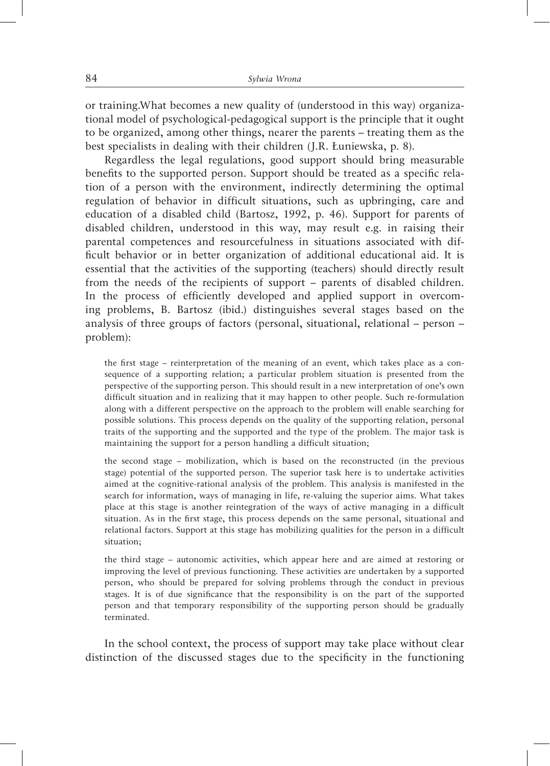or training.What becomes a new quality of (understood in this way) organizational model of psychological-pedagogical support is the principle that it ought to be organized, among other things, nearer the parents – treating them as the best specialists in dealing with their children (J.R. Łuniewska, p. 8).

Regardless the legal regulations, good support should bring measurable benefits to the supported person. Support should be treated as a specific relation of a person with the environment, indirectly determining the optimal regulation of behavior in difficult situations, such as upbringing, care and education of a disabled child (Bartosz, 1992, p. 46). Support for parents of disabled children, understood in this way, may result e.g. in raising their parental competences and resourcefulness in situations associated with difficult behavior or in better organization of additional educational aid. It is essential that the activities of the supporting (teachers) should directly result from the needs of the recipients of support – parents of disabled children. In the process of efficiently developed and applied support in overcoming problems, B. Bartosz (ibid.) distinguishes several stages based on the analysis of three groups of factors (personal, situational, relational – person – problem):

> the first stage – reinterpretation of the meaning of an event, which takes place as a consequence of a supporting relation; a particular problem situation is presented from the perspective of the supporting person. This should result in a new interpretation of one's own difficult situation and in realizing that it may happen to other people. Such re-formulation along with a different perspective on the approach to the problem will enable searching for possible solutions. This process depends on the quality of the supporting relation, personal traits of the supporting and the supported and the type of the problem. The major task is maintaining the support for a person handling a difficult situation;
>
> the second stage – mobilization, which is based on the reconstructed (in the previous stage) potential of the supported person. The superior task here is to undertake activities aimed at the cognitive-rational analysis of the problem. This analysis is manifested in the search for information, ways of managing in life, re-valuing the superior aims. What takes place at this stage is another reintegration of the ways of active managing in a difficult situation. As in the first stage, this process depends on the same personal, situational and relational factors. Support at this stage has mobilizing qualities for the person in a difficult situation;
>
> the third stage – autonomic activities, which appear here and are aimed at restoring or improving the level of previous functioning. These activities are undertaken by a supported person, who should be prepared for solving problems through the conduct in previous stages. It is of due significance that the responsibility is on the part of the supported person and that temporary responsibility of the supporting person should be gradually terminated.

In the school context, the process of support may take place without clear distinction of the discussed stages due to the specificity in the functioning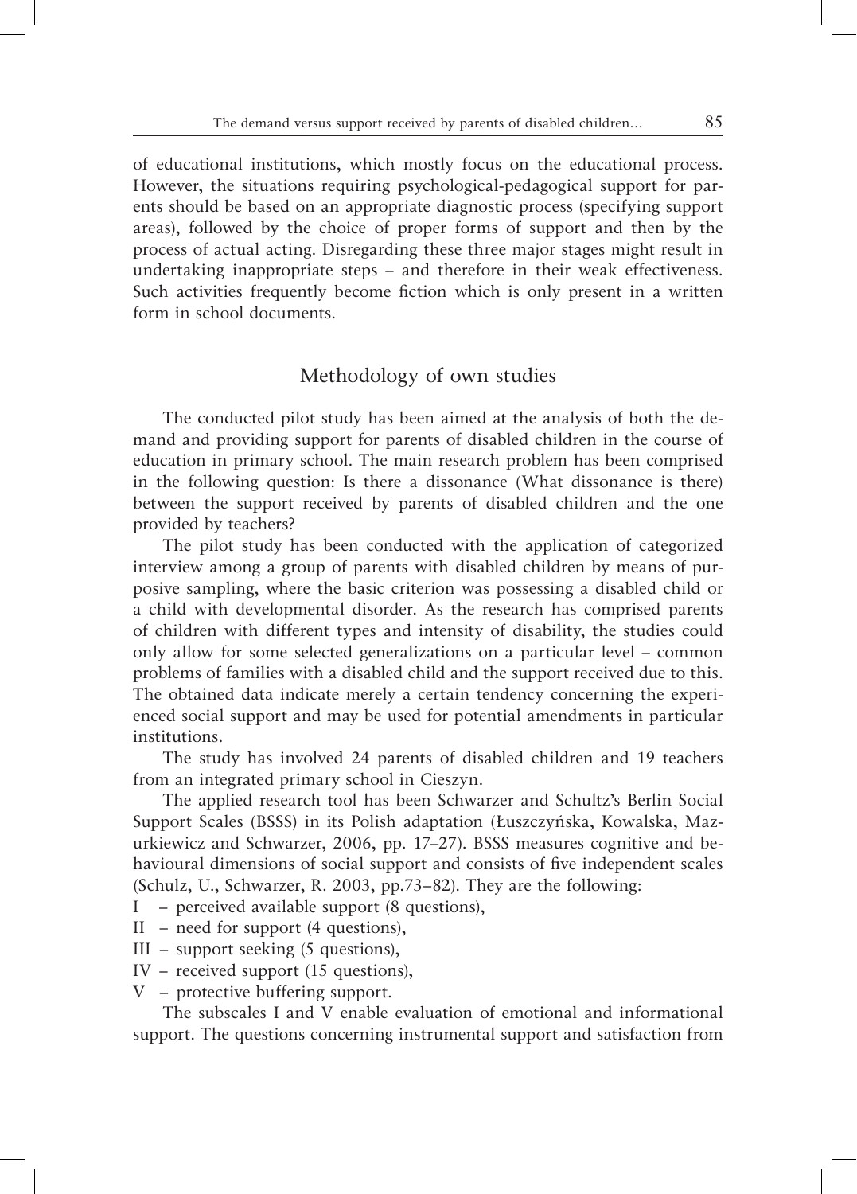of educational institutions, which mostly focus on the educational process. However, the situations requiring psychological-pedagogical support for parents should be based on an appropriate diagnostic process (specifying support areas), followed by the choice of proper forms of support and then by the process of actual acting. Disregarding these three major stages might result in undertaking inappropriate steps – and therefore in their weak effectiveness. Such activities frequently become fiction which is only present in a written form in school documents.

## Methodology of own studies

The conducted pilot study has been aimed at the analysis of both the demand and providing support for parents of disabled children in the course of education in primary school. The main research problem has been comprised in the following question: Is there a dissonance (What dissonance is there) between the support received by parents of disabled children and the one provided by teachers?

The pilot study has been conducted with the application of categorized interview among a group of parents with disabled children by means of purposive sampling, where the basic criterion was possessing a disabled child or a child with developmental disorder. As the research has comprised parents of children with different types and intensity of disability, the studies could only allow for some selected generalizations on a particular level – common problems of families with a disabled child and the support received due to this. The obtained data indicate merely a certain tendency concerning the experienced social support and may be used for potential amendments in particular institutions.

The study has involved 24 parents of disabled children and 19 teachers from an integrated primary school in Cieszyn.

The applied research tool has been Schwarzer and Schultz's Berlin Social Support Scales (BSSS) in its Polish adaptation (Łuszczyńska, Kowalska, Mazurkiewicz and Schwarzer, 2006, pp. 17–27). BSSS measures cognitive and behavioural dimensions of social support and consists of five independent scales (Schulz, U., Schwarzer, R. 2003, pp.73–82). They are the following:

I – perceived available support (8 questions),
II – need for support (4 questions),
III – support seeking (5 questions),
IV – received support (15 questions),
V – protective buffering support.

The subscales I and V enable evaluation of emotional and informational support. The questions concerning instrumental support and satisfaction from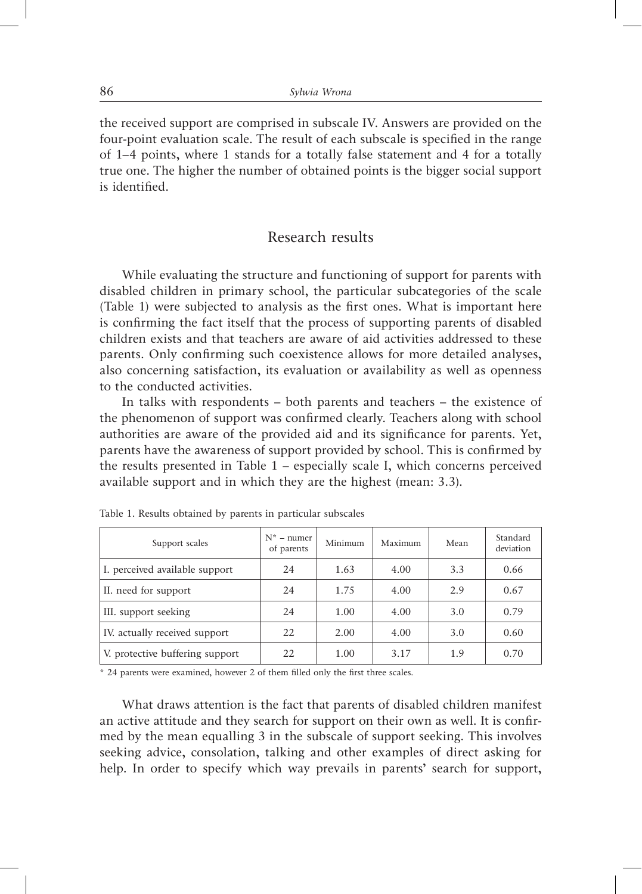the received support are comprised in subscale IV. Answers are provided on the four-point evaluation scale. The result of each subscale is specified in the range of 1–4 points, where 1 stands for a totally false statement and 4 for a totally true one. The higher the number of obtained points is the bigger social support is identified.

## Research results

While evaluating the structure and functioning of support for parents with disabled children in primary school, the particular subcategories of the scale (Table 1) were subjected to analysis as the first ones. What is important here is confirming the fact itself that the process of supporting parents of disabled children exists and that teachers are aware of aid activities addressed to these parents. Only confirming such coexistence allows for more detailed analyses, also concerning satisfaction, its evaluation or availability as well as openness to the conducted activities.

In talks with respondents – both parents and teachers – the existence of the phenomenon of support was confirmed clearly. Teachers along with school authorities are aware of the provided aid and its significance for parents. Yet, parents have the awareness of support provided by school. This is confirmed by the results presented in Table 1 – especially scale I, which concerns perceived available support and in which they are the highest (mean: 3.3).

Table 1. Results obtained by parents in particular subscales

| Support scales | N* – numer of parents | Minimum | Maximum | Mean | Standard deviation |
|---|---|---|---|---|---|
| I. perceived available support | 24 | 1.63 | 4.00 | 3.3 | 0.66 |
| II. need for support | 24 | 1.75 | 4.00 | 2.9 | 0.67 |
| III. support seeking | 24 | 1.00 | 4.00 | 3.0 | 0.79 |
| IV. actually received support | 22 | 2.00 | 4.00 | 3.0 | 0.60 |
| V. protective buffering support | 22 | 1.00 | 3.17 | 1.9 | 0.70 |

\* 24 parents were examined, however 2 of them filled only the first three scales.

What draws attention is the fact that parents of disabled children manifest an active attitude and they search for support on their own as well. It is confirmed by the mean equalling 3 in the subscale of support seeking. This involves seeking advice, consolation, talking and other examples of direct asking for help. In order to specify which way prevails in parents' search for support,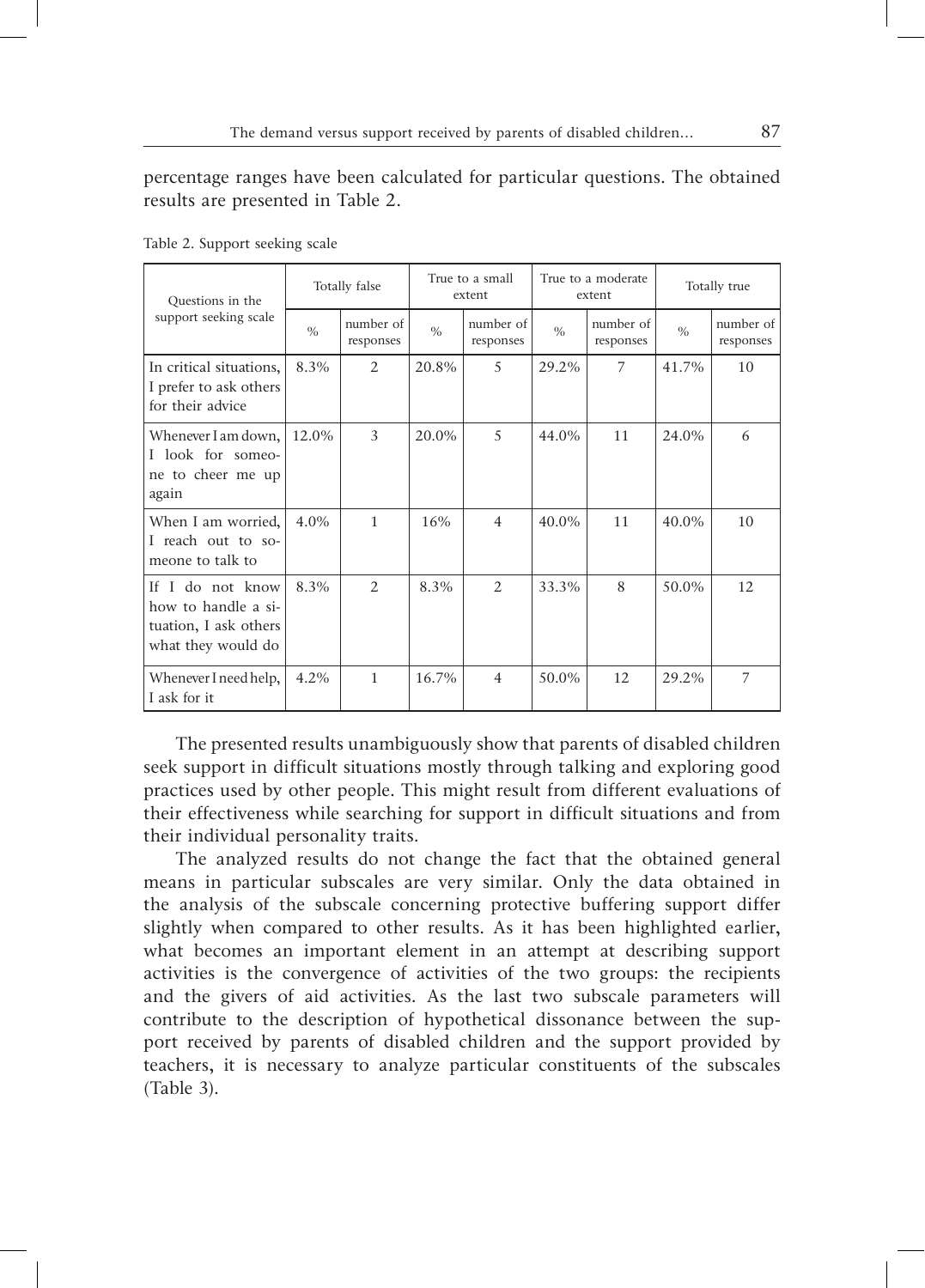percentage ranges have been calculated for particular questions. The obtained results are presented in Table 2.

Table 2. Support seeking scale

| Questions in the support seeking scale | Totally false | | True to a small extent | | True to a moderate extent | | Totally true | |
|---|---|---|---|---|---|---|---|---|
| | % | number of responses | % | number of responses | % | number of responses | % | number of responses |
| In critical situations, I prefer to ask others for their advice | 8.3% | 2 | 20.8% | 5 | 29.2% | 7 | 41.7% | 10 |
| Whenever I am down, I look for someone to cheer me up again | 12.0% | 3 | 20.0% | 5 | 44.0% | 11 | 24.0% | 6 |
| When I am worried, I reach out to someone to talk to | 4.0% | 1 | 16% | 4 | 40.0% | 11 | 40.0% | 10 |
| If I do not know how to handle a situation, I ask others what they would do | 8.3% | 2 | 8.3% | 2 | 33.3% | 8 | 50.0% | 12 |
| Whenever I need help, I ask for it | 4.2% | 1 | 16.7% | 4 | 50.0% | 12 | 29.2% | 7 |

The presented results unambiguously show that parents of disabled children seek support in difficult situations mostly through talking and exploring good practices used by other people. This might result from different evaluations of their effectiveness while searching for support in difficult situations and from their individual personality traits.

The analyzed results do not change the fact that the obtained general means in particular subscales are very similar. Only the data obtained in the analysis of the subscale concerning protective buffering support differ slightly when compared to other results. As it has been highlighted earlier, what becomes an important element in an attempt at describing support activities is the convergence of activities of the two groups: the recipients and the givers of aid activities. As the last two subscale parameters will contribute to the description of hypothetical dissonance between the support received by parents of disabled children and the support provided by teachers, it is necessary to analyze particular constituents of the subscales (Table 3).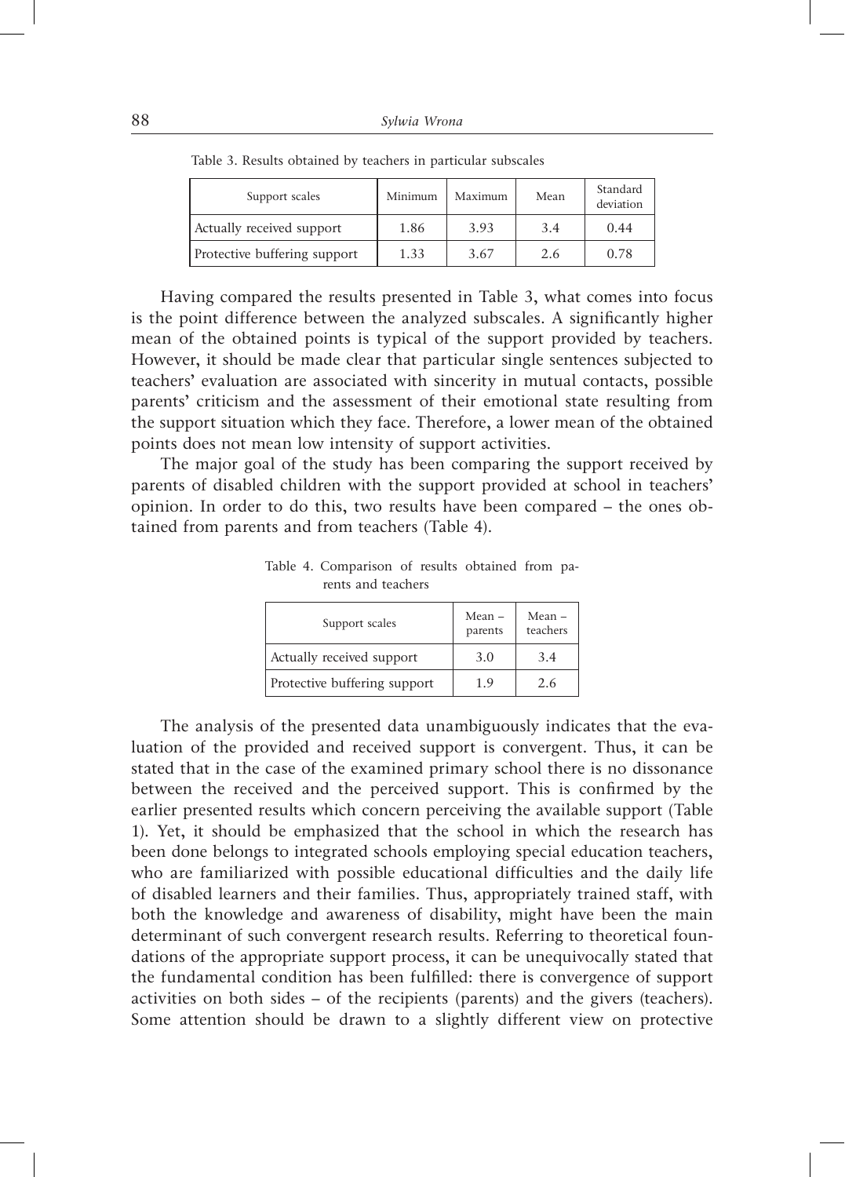Table 3. Results obtained by teachers in particular subscales

| Support scales | Minimum | Maximum | Mean | Standard deviation |
|---|---|---|---|---|
| Actually received support | 1.86 | 3.93 | 3.4 | 0.44 |
| Protective buffering support | 1.33 | 3.67 | 2.6 | 0.78 |

Having compared the results presented in Table 3, what comes into focus is the point difference between the analyzed subscales. A significantly higher mean of the obtained points is typical of the support provided by teachers. However, it should be made clear that particular single sentences subjected to teachers' evaluation are associated with sincerity in mutual contacts, possible parents' criticism and the assessment of their emotional state resulting from the support situation which they face. Therefore, a lower mean of the obtained points does not mean low intensity of support activities.

The major goal of the study has been comparing the support received by parents of disabled children with the support provided at school in teachers' opinion. In order to do this, two results have been compared – the ones obtained from parents and from teachers (Table 4).

Table 4. Comparison of results obtained from parents and teachers

| Support scales | Mean – parents | Mean – teachers |
|---|---|---|
| Actually received support | 3.0 | 3.4 |
| Protective buffering support | 1.9 | 2.6 |

The analysis of the presented data unambiguously indicates that the evaluation of the provided and received support is convergent. Thus, it can be stated that in the case of the examined primary school there is no dissonance between the received and the perceived support. This is confirmed by the earlier presented results which concern perceiving the available support (Table 1). Yet, it should be emphasized that the school in which the research has been done belongs to integrated schools employing special education teachers, who are familiarized with possible educational difficulties and the daily life of disabled learners and their families. Thus, appropriately trained staff, with both the knowledge and awareness of disability, might have been the main determinant of such convergent research results. Referring to theoretical foundations of the appropriate support process, it can be unequivocally stated that the fundamental condition has been fulfilled: there is convergence of support activities on both sides – of the recipients (parents) and the givers (teachers). Some attention should be drawn to a slightly different view on protective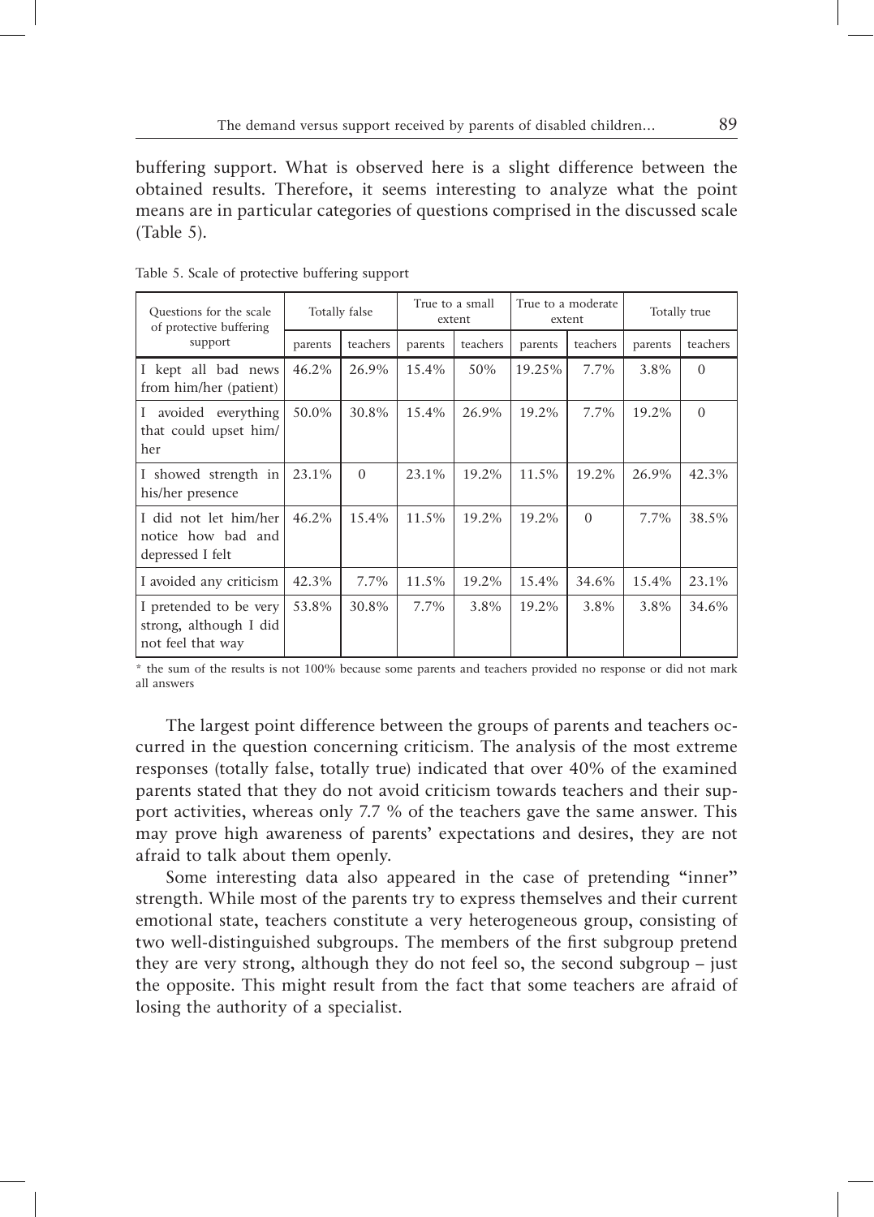buffering support. What is observed here is a slight difference between the obtained results. Therefore, it seems interesting to analyze what the point means are in particular categories of questions comprised in the discussed scale (Table 5).

Table 5. Scale of protective buffering support

| Questions for the scale of protective buffering support | Totally false | | True to a small extent | | True to a moderate extent | | Totally true | |
|---|---|---|---|---|---|---|---|---|
| | parents | teachers | parents | teachers | parents | teachers | parents | teachers |
| I kept all bad news from him/her (patient) | 46.2% | 26.9% | 15.4% | 50% | 19.25% | 7.7% | 3.8% | 0 |
| I avoided everything that could upset him/her | 50.0% | 30.8% | 15.4% | 26.9% | 19.2% | 7.7% | 19.2% | 0 |
| I showed strength in his/her presence | 23.1% | 0 | 23.1% | 19.2% | 11.5% | 19.2% | 26.9% | 42.3% |
| I did not let him/her notice how bad and depressed I felt | 46.2% | 15.4% | 11.5% | 19.2% | 19.2% | 0 | 7.7% | 38.5% |
| I avoided any criticism | 42.3% | 7.7% | 11.5% | 19.2% | 15.4% | 34.6% | 15.4% | 23.1% |
| I pretended to be very strong, although I did not feel that way | 53.8% | 30.8% | 7.7% | 3.8% | 19.2% | 3.8% | 3.8% | 34.6% |

* the sum of the results is not 100% because some parents and teachers provided no response or did not mark all answers

The largest point difference between the groups of parents and teachers occurred in the question concerning criticism. The analysis of the most extreme responses (totally false, totally true) indicated that over 40% of the examined parents stated that they do not avoid criticism towards teachers and their support activities, whereas only 7.7 % of the teachers gave the same answer. This may prove high awareness of parents' expectations and desires, they are not afraid to talk about them openly.

Some interesting data also appeared in the case of pretending "inner" strength. While most of the parents try to express themselves and their current emotional state, teachers constitute a very heterogeneous group, consisting of two well-distinguished subgroups. The members of the first subgroup pretend they are very strong, although they do not feel so, the second subgroup – just the opposite. This might result from the fact that some teachers are afraid of losing the authority of a specialist.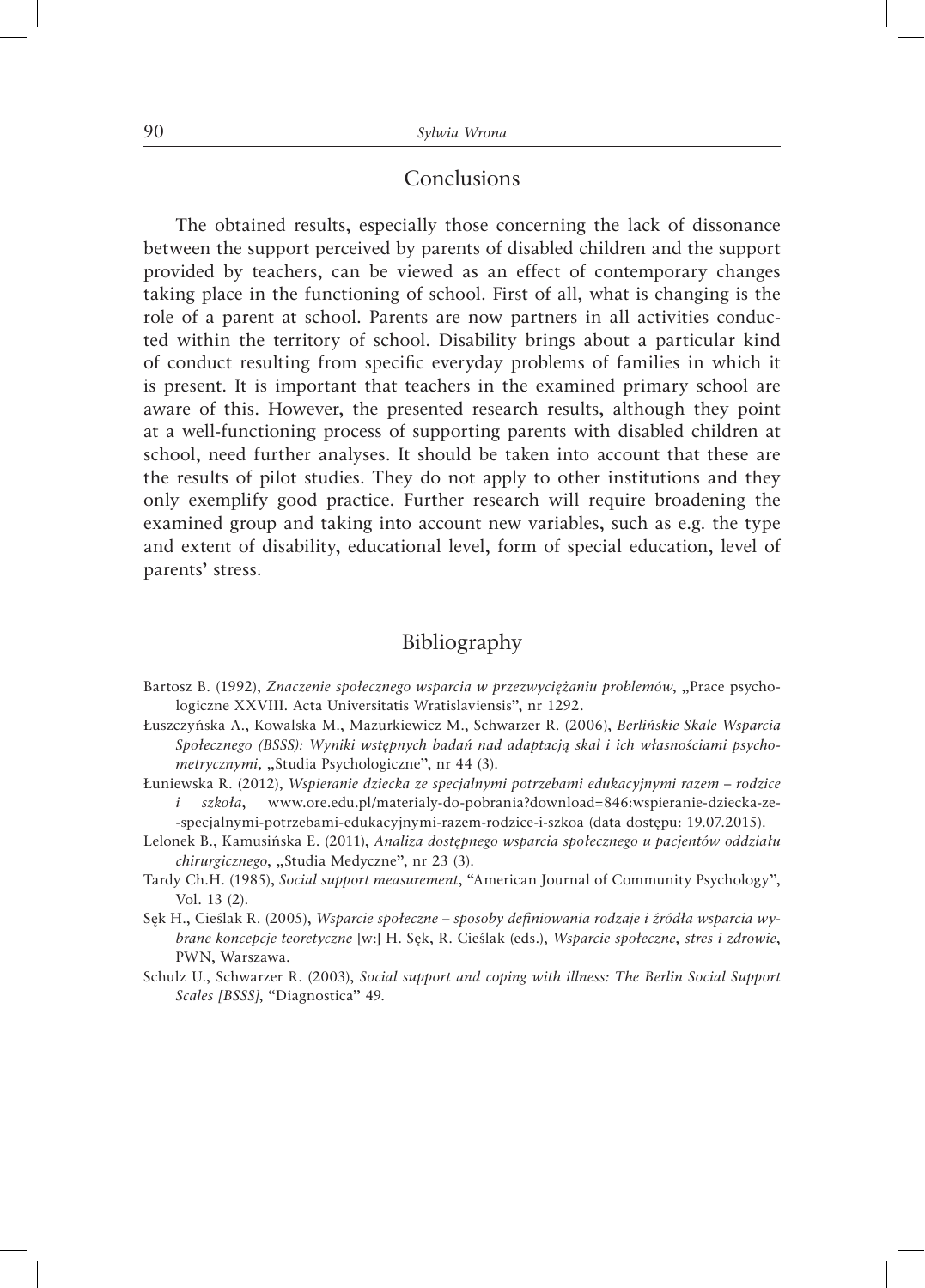## Conclusions

The obtained results, especially those concerning the lack of dissonance between the support perceived by parents of disabled children and the support provided by teachers, can be viewed as an effect of contemporary changes taking place in the functioning of school. First of all, what is changing is the role of a parent at school. Parents are now partners in all activities conducted within the territory of school. Disability brings about a particular kind of conduct resulting from specific everyday problems of families in which it is present. It is important that teachers in the examined primary school are aware of this. However, the presented research results, although they point at a well-functioning process of supporting parents with disabled children at school, need further analyses. It should be taken into account that these are the results of pilot studies. They do not apply to other institutions and they only exemplify good practice. Further research will require broadening the examined group and taking into account new variables, such as e.g. the type and extent of disability, educational level, form of special education, level of parents' stress.

## Bibliography

Bartosz B. (1992), *Znaczenie społecznego wsparcia w przezwyciężaniu problemów*, „Prace psychologiczne XXVIII. Acta Universitatis Wratislaviensis", nr 1292.

Łuszczyńska A., Kowalska M., Mazurkiewicz M., Schwarzer R. (2006), *Berlińskie Skale Wsparcia Społecznego (BSSS): Wyniki wstępnych badań nad adaptacją skal i ich własnościami psychometrycznymi*, „Studia Psychologiczne", nr 44 (3).

Łuniewska R. (2012), *Wspieranie dziecka ze specjalnymi potrzebami edukacyjnymi razem – rodzice i szkoła*, www.ore.edu.pl/materialy-do-pobrania?download=846:wspieranie-dziecka-ze--specjalnymi-potrzebami-edukacyjnymi-razem-rodzice-i-szkoa (data dostępu: 19.07.2015).

Lelonek B., Kamusińska E. (2011), *Analiza dostępnego wsparcia społecznego u pacjentów oddziału chirurgicznego*, „Studia Medyczne", nr 23 (3).

Tardy Ch.H. (1985), *Social support measurement*, "American Journal of Community Psychology", Vol. 13 (2).

Sęk H., Cieślak R. (2005), *Wsparcie społeczne – sposoby definiowania rodzaje i źródła wsparcia wybrane koncepcje teoretyczne* [w:] H. Sęk, R. Cieślak (eds.), *Wsparcie społeczne, stres i zdrowie*, PWN, Warszawa.

Schulz U., Schwarzer R. (2003), *Social support and coping with illness: The Berlin Social Support Scales [BSSS]*, "Diagnostica" 49.